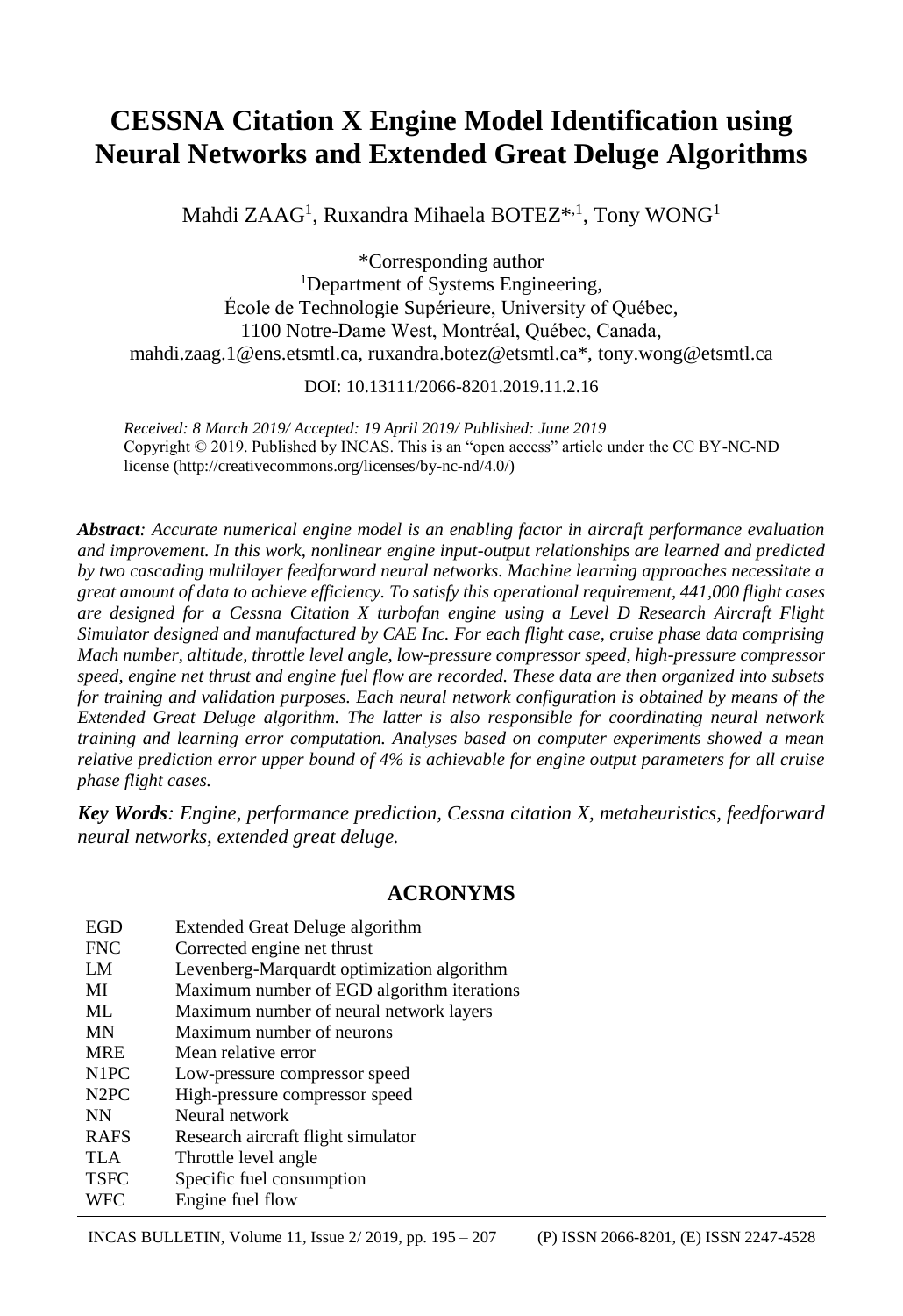# CESSNA Citation X Engine Model Identification using Neural Networks and Extended Great Deluge Algorithms

Mahdi ZAAG[1], Ruxandra Mihaela BOTEZ*[,1], Tony WONG[1]

*Corresponding author
[1]Department of Systems Engineering,
École de Technologie Supérieure, University of Québec,
1100 Notre-Dame West, Montréal, Québec, Canada,
mahdi.zaag.1@ens.etsmtl.ca, ruxandra.botez@etsmtl.ca*, tony.wong@etsmtl.ca

DOI: 10.13111/2066-8201.2019.11.2.16

*Received: 8 March 2019/ Accepted: 19 April 2019/ Published: June 2019*
Copyright © 2019. Published by INCAS. This is an "open access" article under the CC BY-NC-ND license (http://creativecommons.org/licenses/by-nc-nd/4.0/)

***Abstract**: Accurate numerical engine model is an enabling factor in aircraft performance evaluation and improvement. In this work, nonlinear engine input-output relationships are learned and predicted by two cascading multilayer feedforward neural networks. Machine learning approaches necessitate a great amount of data to achieve efficiency. To satisfy this operational requirement, 441,000 flight cases are designed for a Cessna Citation X turbofan engine using a Level D Research Aircraft Flight Simulator designed and manufactured by CAE Inc. For each flight case, cruise phase data comprising Mach number, altitude, throttle level angle, low-pressure compressor speed, high-pressure compressor speed, engine net thrust and engine fuel flow are recorded. These data are then organized into subsets for training and validation purposes. Each neural network configuration is obtained by means of the Extended Great Deluge algorithm. The latter is also responsible for coordinating neural network training and learning error computation. Analyses based on computer experiments showed a mean relative prediction error upper bound of 4% is achievable for engine output parameters for all cruise phase flight cases.*

***Key Words**: Engine, performance prediction, Cessna citation X, metaheuristics, feedforward neural networks, extended great deluge.*

## ACRONYMS

| | |
|---|---|
| EGD | Extended Great Deluge algorithm |
| FNC | Corrected engine net thrust |
| LM | Levenberg-Marquardt optimization algorithm |
| MI | Maximum number of EGD algorithm iterations |
| ML | Maximum number of neural network layers |
| MN | Maximum number of neurons |
| MRE | Mean relative error |
| N1PC | Low-pressure compressor speed |
| N2PC | High-pressure compressor speed |
| NN | Neural network |
| RAFS | Research aircraft flight simulator |
| TLA | Throttle level angle |
| TSFC | Specific fuel consumption |
| WFC | Engine fuel flow |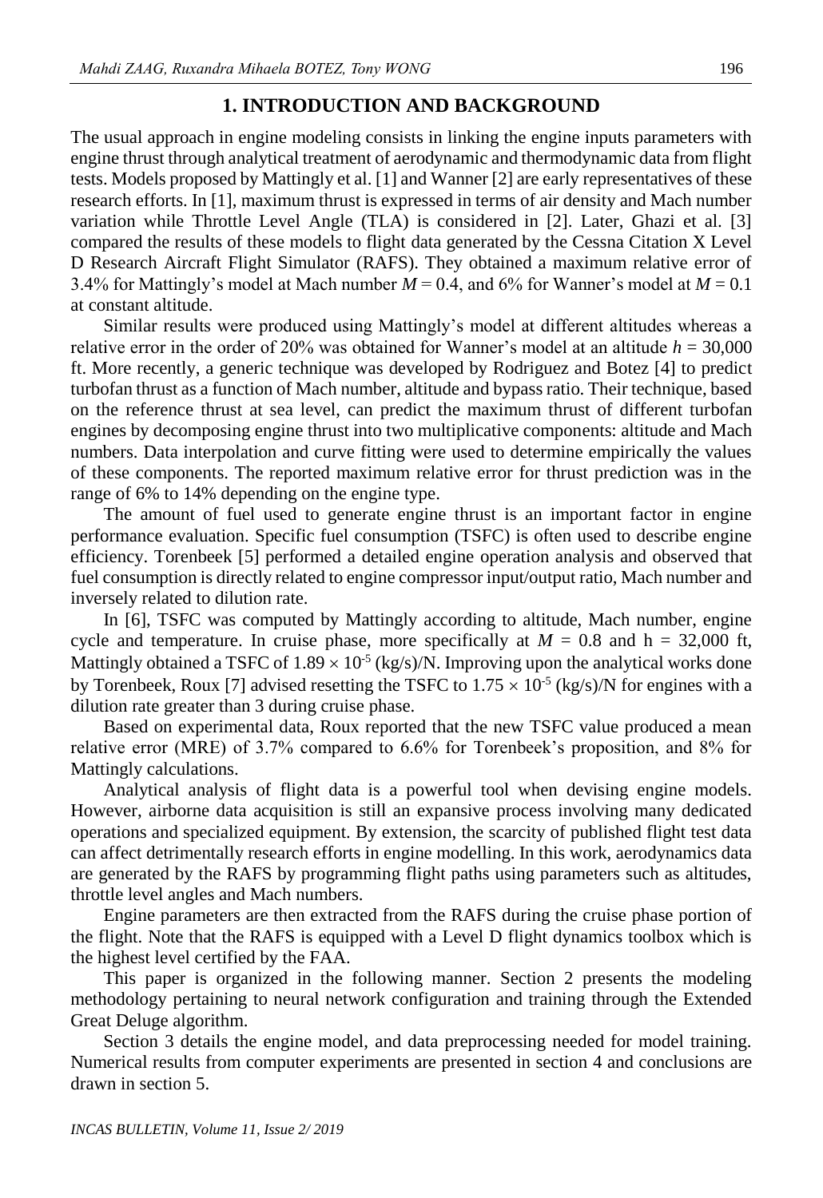## 1. INTRODUCTION AND BACKGROUND

The usual approach in engine modeling consists in linking the engine inputs parameters with engine thrust through analytical treatment of aerodynamic and thermodynamic data from flight tests. Models proposed by Mattingly et al. [1] and Wanner [2] are early representatives of these research efforts. In [1], maximum thrust is expressed in terms of air density and Mach number variation while Throttle Level Angle (TLA) is considered in [2]. Later, Ghazi et al. [3] compared the results of these models to flight data generated by the Cessna Citation X Level D Research Aircraft Flight Simulator (RAFS). They obtained a maximum relative error of 3.4% for Mattingly's model at Mach number $M = 0.4$, and 6% for Wanner's model at $M = 0.1$ at constant altitude.

Similar results were produced using Mattingly's model at different altitudes whereas a relative error in the order of 20% was obtained for Wanner's model at an altitude $h = 30{,}000$ ft. More recently, a generic technique was developed by Rodriguez and Botez [4] to predict turbofan thrust as a function of Mach number, altitude and bypass ratio. Their technique, based on the reference thrust at sea level, can predict the maximum thrust of different turbofan engines by decomposing engine thrust into two multiplicative components: altitude and Mach numbers. Data interpolation and curve fitting were used to determine empirically the values of these components. The reported maximum relative error for thrust prediction was in the range of 6% to 14% depending on the engine type.

The amount of fuel used to generate engine thrust is an important factor in engine performance evaluation. Specific fuel consumption (TSFC) is often used to describe engine efficiency. Torenbeek [5] performed a detailed engine operation analysis and observed that fuel consumption is directly related to engine compressor input/output ratio, Mach number and inversely related to dilution rate.

In [6], TSFC was computed by Mattingly according to altitude, Mach number, engine cycle and temperature. In cruise phase, more specifically at $M = 0.8$ and h = 32,000 ft, Mattingly obtained a TSFC of $1.89 \times 10^{-5}$ (kg/s)/N. Improving upon the analytical works done by Torenbeek, Roux [7] advised resetting the TSFC to $1.75 \times 10^{-5}$ (kg/s)/N for engines with a dilution rate greater than 3 during cruise phase.

Based on experimental data, Roux reported that the new TSFC value produced a mean relative error (MRE) of 3.7% compared to 6.6% for Torenbeek's proposition, and 8% for Mattingly calculations.

Analytical analysis of flight data is a powerful tool when devising engine models. However, airborne data acquisition is still an expansive process involving many dedicated operations and specialized equipment. By extension, the scarcity of published flight test data can affect detrimentally research efforts in engine modelling. In this work, aerodynamics data are generated by the RAFS by programming flight paths using parameters such as altitudes, throttle level angles and Mach numbers.

Engine parameters are then extracted from the RAFS during the cruise phase portion of the flight. Note that the RAFS is equipped with a Level D flight dynamics toolbox which is the highest level certified by the FAA.

This paper is organized in the following manner. Section 2 presents the modeling methodology pertaining to neural network configuration and training through the Extended Great Deluge algorithm.

Section 3 details the engine model, and data preprocessing needed for model training. Numerical results from computer experiments are presented in section 4 and conclusions are drawn in section 5.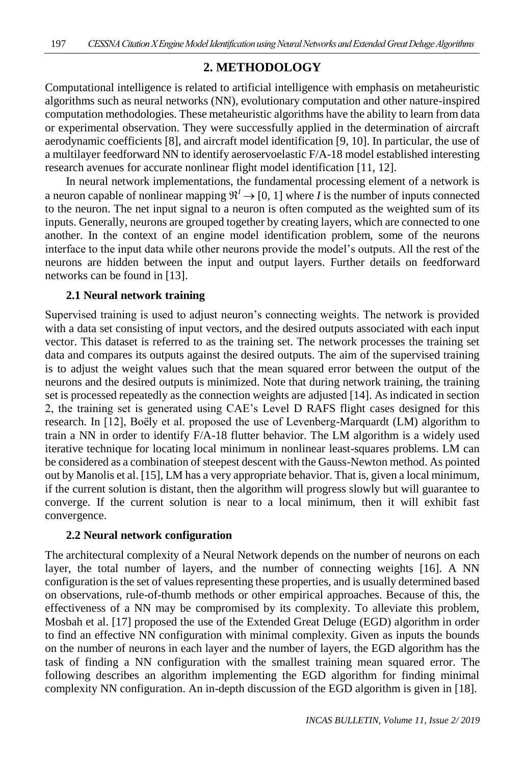## 2. METHODOLOGY

Computational intelligence is related to artificial intelligence with emphasis on metaheuristic algorithms such as neural networks (NN), evolutionary computation and other nature-inspired computation methodologies. These metaheuristic algorithms have the ability to learn from data or experimental observation. They were successfully applied in the determination of aircraft aerodynamic coefficients [8], and aircraft model identification [9, 10]. In particular, the use of a multilayer feedforward NN to identify aeroservoelastic F/A-18 model established interesting research avenues for accurate nonlinear flight model identification [11, 12].

In neural network implementations, the fundamental processing element of a network is a neuron capable of nonlinear mapping $\Re^I \rightarrow [0, 1]$ where $I$ is the number of inputs connected to the neuron. The net input signal to a neuron is often computed as the weighted sum of its inputs. Generally, neurons are grouped together by creating layers, which are connected to one another. In the context of an engine model identification problem, some of the neurons interface to the input data while other neurons provide the model's outputs. All the rest of the neurons are hidden between the input and output layers. Further details on feedforward networks can be found in [13].

### 2.1 Neural network training

Supervised training is used to adjust neuron's connecting weights. The network is provided with a data set consisting of input vectors, and the desired outputs associated with each input vector. This dataset is referred to as the training set. The network processes the training set data and compares its outputs against the desired outputs. The aim of the supervised training is to adjust the weight values such that the mean squared error between the output of the neurons and the desired outputs is minimized. Note that during network training, the training set is processed repeatedly as the connection weights are adjusted [14]. As indicated in section 2, the training set is generated using CAE's Level D RAFS flight cases designed for this research. In [12], Boëly et al. proposed the use of Levenberg-Marquardt (LM) algorithm to train a NN in order to identify F/A-18 flutter behavior. The LM algorithm is a widely used iterative technique for locating local minimum in nonlinear least-squares problems. LM can be considered as a combination of steepest descent with the Gauss-Newton method. As pointed out by Manolis et al. [15], LM has a very appropriate behavior. That is, given a local minimum, if the current solution is distant, then the algorithm will progress slowly but will guarantee to converge. If the current solution is near to a local minimum, then it will exhibit fast convergence.

### 2.2 Neural network configuration

The architectural complexity of a Neural Network depends on the number of neurons on each layer, the total number of layers, and the number of connecting weights [16]. A NN configuration is the set of values representing these properties, and is usually determined based on observations, rule-of-thumb methods or other empirical approaches. Because of this, the effectiveness of a NN may be compromised by its complexity. To alleviate this problem, Mosbah et al. [17] proposed the use of the Extended Great Deluge (EGD) algorithm in order to find an effective NN configuration with minimal complexity. Given as inputs the bounds on the number of neurons in each layer and the number of layers, the EGD algorithm has the task of finding a NN configuration with the smallest training mean squared error. The following describes an algorithm implementing the EGD algorithm for finding minimal complexity NN configuration. An in-depth discussion of the EGD algorithm is given in [18].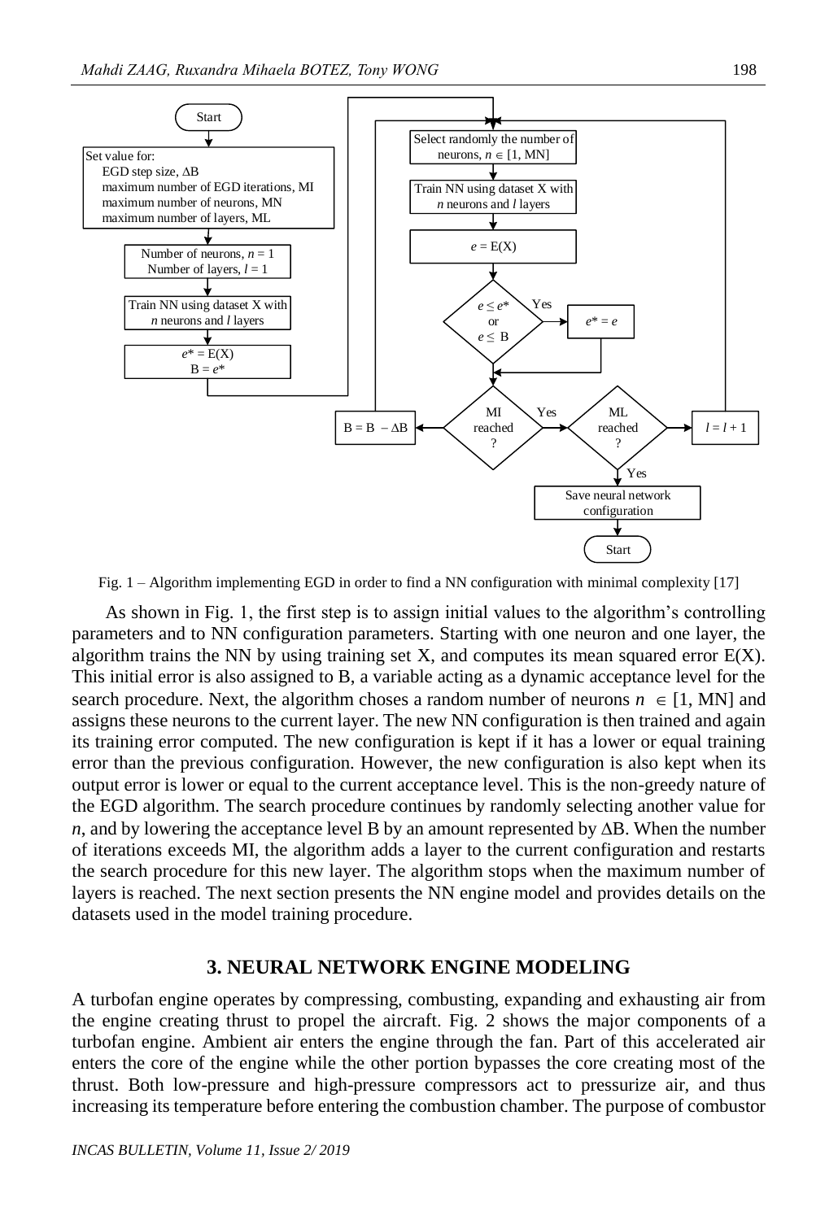Fig. 1 – Algorithm implementing EGD in order to find a NN configuration with minimal complexity [17]

As shown in Fig. 1, the first step is to assign initial values to the algorithm's controlling parameters and to NN configuration parameters. Starting with one neuron and one layer, the algorithm trains the NN by using training set X, and computes its mean squared error E(X). This initial error is also assigned to B, a variable acting as a dynamic acceptance level for the search procedure. Next, the algorithm choses a random number of neurons $n \in [1, \text{MN}]$ and assigns these neurons to the current layer. The new NN configuration is then trained and again its training error computed. The new configuration is kept if it has a lower or equal training error than the previous configuration. However, the new configuration is also kept when its output error is lower or equal to the current acceptance level. This is the non-greedy nature of the EGD algorithm. The search procedure continues by randomly selecting another value for $n$, and by lowering the acceptance level B by an amount represented by $\Delta$B. When the number of iterations exceeds MI, the algorithm adds a layer to the current configuration and restarts the search procedure for this new layer. The algorithm stops when the maximum number of layers is reached. The next section presents the NN engine model and provides details on the datasets used in the model training procedure.

## 3. NEURAL NETWORK ENGINE MODELING

A turbofan engine operates by compressing, combusting, expanding and exhausting air from the engine creating thrust to propel the aircraft. Fig. 2 shows the major components of a turbofan engine. Ambient air enters the engine through the fan. Part of this accelerated air enters the core of the engine while the other portion bypasses the core creating most of the thrust. Both low-pressure and high-pressure compressors act to pressurize air, and thus increasing its temperature before entering the combustion chamber. The purpose of combustor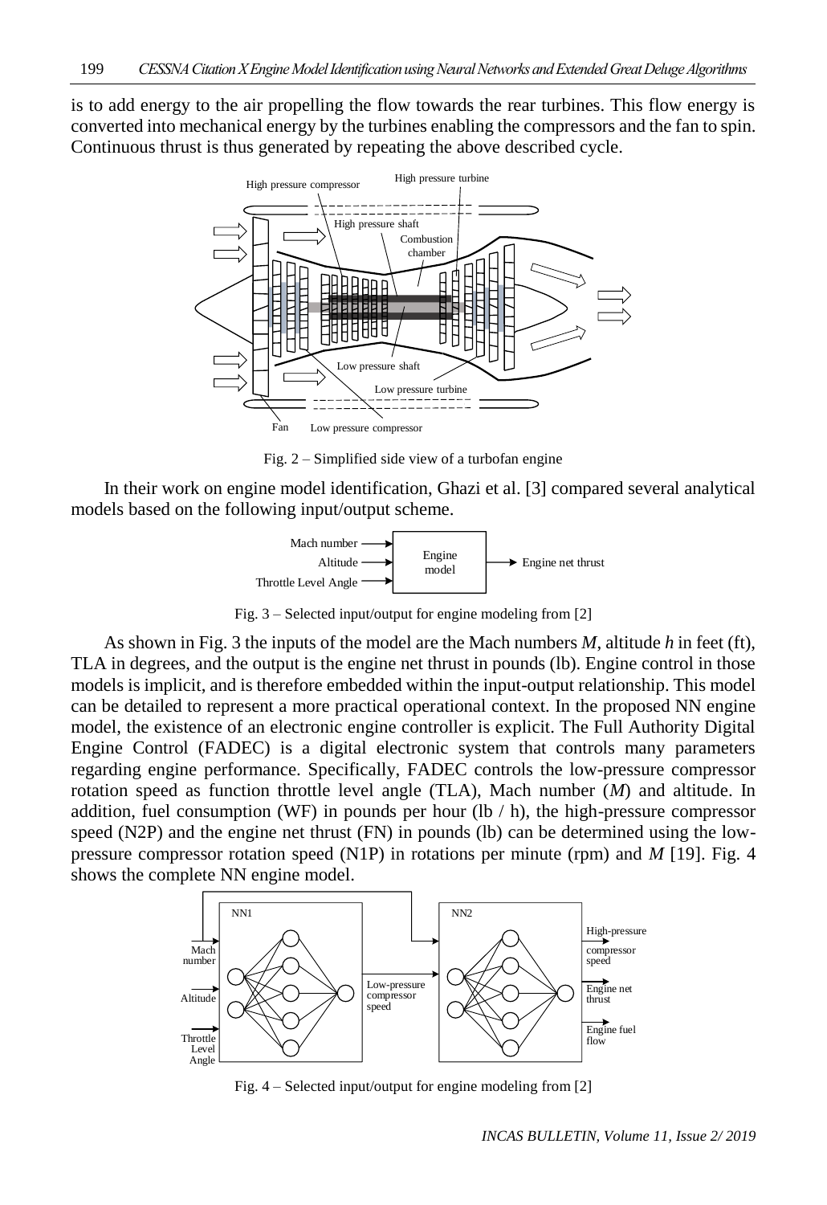is to add energy to the air propelling the flow towards the rear turbines. This flow energy is converted into mechanical energy by the turbines enabling the compressors and the fan to spin. Continuous thrust is thus generated by repeating the above described cycle.

Fig. 2 – Simplified side view of a turbofan engine

In their work on engine model identification, Ghazi et al. [3] compared several analytical models based on the following input/output scheme.

Fig. 3 – Selected input/output for engine modeling from [2]

As shown in Fig. 3 the inputs of the model are the Mach numbers $M$, altitude $h$ in feet (ft), TLA in degrees, and the output is the engine net thrust in pounds (lb). Engine control in those models is implicit, and is therefore embedded within the input-output relationship. This model can be detailed to represent a more practical operational context. In the proposed NN engine model, the existence of an electronic engine controller is explicit. The Full Authority Digital Engine Control (FADEC) is a digital electronic system that controls many parameters regarding engine performance. Specifically, FADEC controls the low-pressure compressor rotation speed as function throttle level angle (TLA), Mach number ($M$) and altitude. In addition, fuel consumption (WF) in pounds per hour (lb / h), the high-pressure compressor speed (N2P) and the engine net thrust (FN) in pounds (lb) can be determined using the low-pressure compressor rotation speed (N1P) in rotations per minute (rpm) and $M$ [19]. Fig. 4 shows the complete NN engine model.

Fig. 4 – Selected input/output for engine modeling from [2]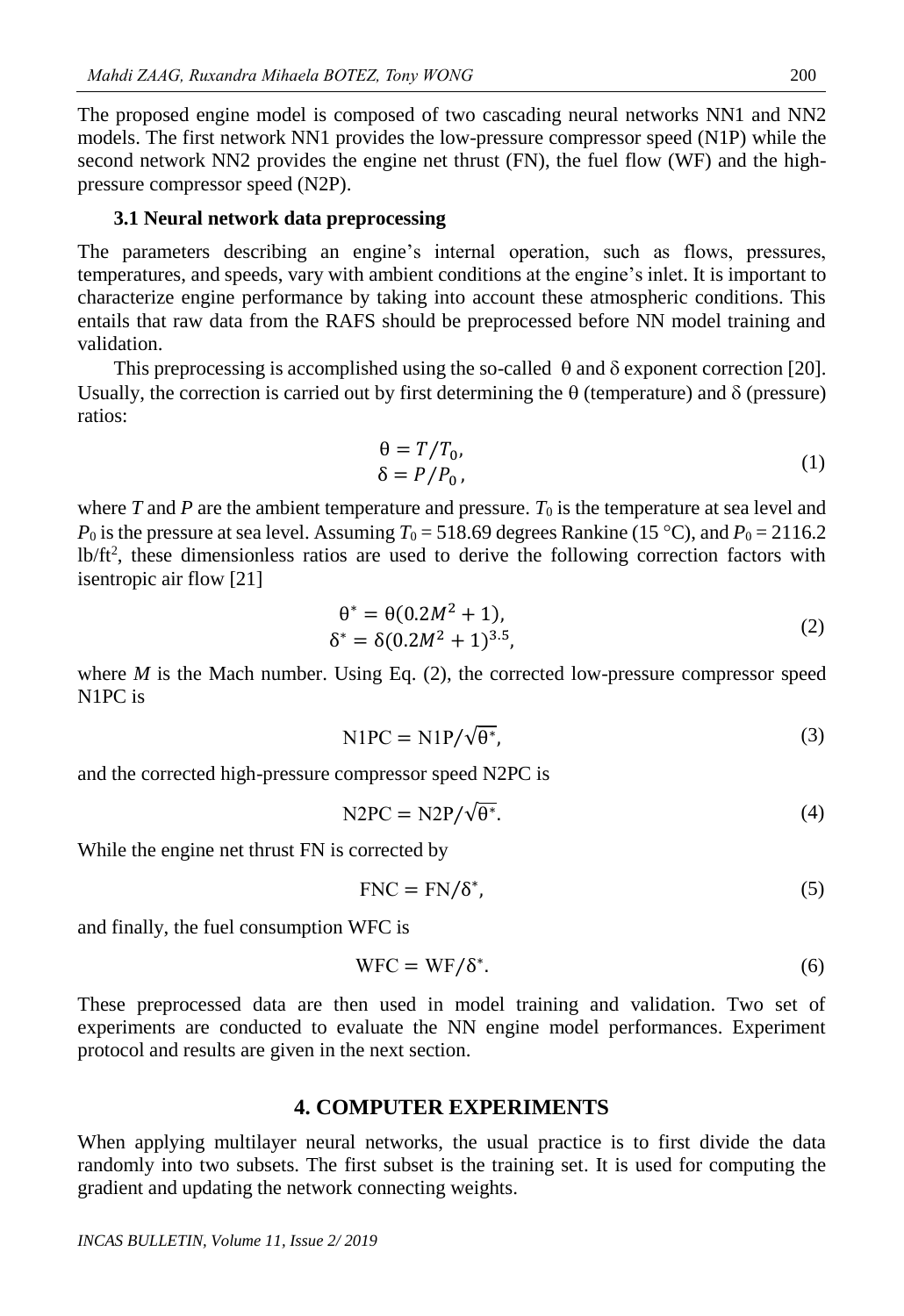The proposed engine model is composed of two cascading neural networks NN1 and NN2 models. The first network NN1 provides the low-pressure compressor speed (N1P) while the second network NN2 provides the engine net thrust (FN), the fuel flow (WF) and the high-pressure compressor speed (N2P).

### 3.1 Neural network data preprocessing

The parameters describing an engine's internal operation, such as flows, pressures, temperatures, and speeds, vary with ambient conditions at the engine's inlet. It is important to characterize engine performance by taking into account these atmospheric conditions. This entails that raw data from the RAFS should be preprocessed before NN model training and validation.

This preprocessing is accomplished using the so-called θ and δ exponent correction [20]. Usually, the correction is carried out by first determining the θ (temperature) and δ (pressure) ratios:

$$\begin{aligned} \theta &= T/T_0, \\ \delta &= P/P_0, \end{aligned} \tag{1}$$

where $T$ and $P$ are the ambient temperature and pressure. $T_0$ is the temperature at sea level and $P_0$ is the pressure at sea level. Assuming $T_0 = 518.69$ degrees Rankine (15 °C), and $P_0 = 2116.2$ lb/ft$^2$, these dimensionless ratios are used to derive the following correction factors with isentropic air flow [21]

$$\begin{aligned} \theta^* &= \theta(0.2M^2 + 1), \\ \delta^* &= \delta(0.2M^2 + 1)^{3.5}, \end{aligned} \tag{2}$$

where $M$ is the Mach number. Using Eq. (2), the corrected low-pressure compressor speed N1PC is

$$\mathrm{N1PC} = \mathrm{N1P}/\sqrt{\theta^*}, \tag{3}$$

and the corrected high-pressure compressor speed N2PC is

$$\mathrm{N2PC} = \mathrm{N2P}/\sqrt{\theta^*}. \tag{4}$$

While the engine net thrust FN is corrected by

$$\mathrm{FNC} = \mathrm{FN}/\delta^*, \tag{5}$$

and finally, the fuel consumption WFC is

$$\mathrm{WFC} = \mathrm{WF}/\delta^*. \tag{6}$$

These preprocessed data are then used in model training and validation. Two set of experiments are conducted to evaluate the NN engine model performances. Experiment protocol and results are given in the next section.

## 4. COMPUTER EXPERIMENTS

When applying multilayer neural networks, the usual practice is to first divide the data randomly into two subsets. The first subset is the training set. It is used for computing the gradient and updating the network connecting weights.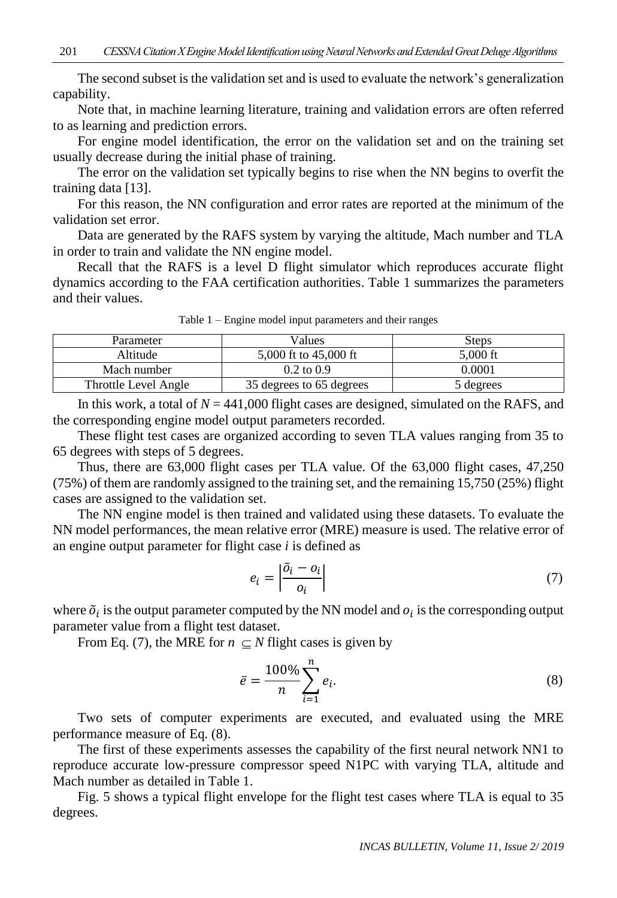The second subset is the validation set and is used to evaluate the network's generalization capability.

Note that, in machine learning literature, training and validation errors are often referred to as learning and prediction errors.

For engine model identification, the error on the validation set and on the training set usually decrease during the initial phase of training.

The error on the validation set typically begins to rise when the NN begins to overfit the training data [13].

For this reason, the NN configuration and error rates are reported at the minimum of the validation set error.

Data are generated by the RAFS system by varying the altitude, Mach number and TLA in order to train and validate the NN engine model.

Recall that the RAFS is a level D flight simulator which reproduces accurate flight dynamics according to the FAA certification authorities. Table 1 summarizes the parameters and their values.

Table 1 – Engine model input parameters and their ranges

| Parameter | Values | Steps |
| --- | --- | --- |
| Altitude | 5,000 ft to 45,000 ft | 5,000 ft |
| Mach number | 0.2 to 0.9 | 0.0001 |
| Throttle Level Angle | 35 degrees to 65 degrees | 5 degrees |

In this work, a total of $N = 441{,}000$ flight cases are designed, simulated on the RAFS, and the corresponding engine model output parameters recorded.

These flight test cases are organized according to seven TLA values ranging from 35 to 65 degrees with steps of 5 degrees.

Thus, there are 63,000 flight cases per TLA value. Of the 63,000 flight cases, 47,250 (75%) of them are randomly assigned to the training set, and the remaining 15,750 (25%) flight cases are assigned to the validation set.

The NN engine model is then trained and validated using these datasets. To evaluate the NN model performances, the mean relative error (MRE) measure is used. The relative error of an engine output parameter for flight case $i$ is defined as

$$e_i = \left| \frac{\tilde{o}_i - o_i}{o_i} \right| \tag{7}$$

where $\tilde{o}_i$ is the output parameter computed by the NN model and $o_i$ is the corresponding output parameter value from a flight test dataset.

From Eq. (7), the MRE for $n \subseteq N$ flight cases is given by

$$\bar{e} = \frac{100\%}{n} \sum_{i=1}^{n} e_i. \tag{8}$$

Two sets of computer experiments are executed, and evaluated using the MRE performance measure of Eq. (8).

The first of these experiments assesses the capability of the first neural network NN1 to reproduce accurate low-pressure compressor speed N1PC with varying TLA, altitude and Mach number as detailed in Table 1.

Fig. 5 shows a typical flight envelope for the flight test cases where TLA is equal to 35 degrees.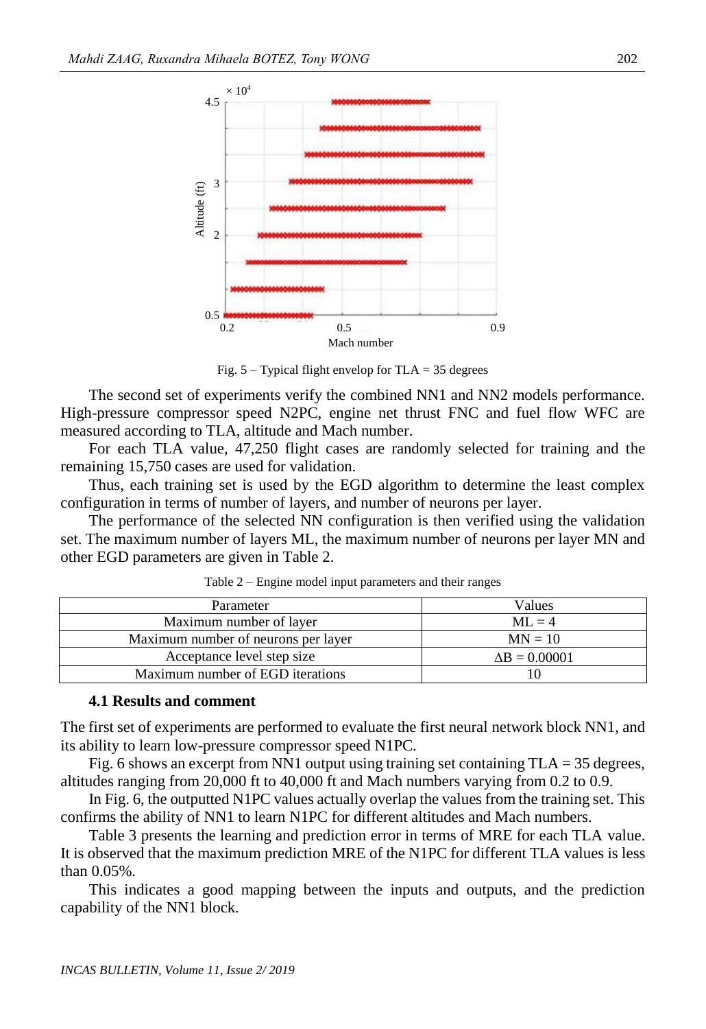Fig. 5 – Typical flight envelop for TLA = 35 degrees

The second set of experiments verify the combined NN1 and NN2 models performance. High-pressure compressor speed N2PC, engine net thrust FNC and fuel flow WFC are measured according to TLA, altitude and Mach number.

For each TLA value, 47,250 flight cases are randomly selected for training and the remaining 15,750 cases are used for validation.

Thus, each training set is used by the EGD algorithm to determine the least complex configuration in terms of number of layers, and number of neurons per layer.

The performance of the selected NN configuration is then verified using the validation set. The maximum number of layers ML, the maximum number of neurons per layer MN and other EGD parameters are given in Table 2.

Table 2 – Engine model input parameters and their ranges

| Parameter | Values |
|---|---|
| Maximum number of layer | ML = 4 |
| Maximum number of neurons per layer | MN = 10 |
| Acceptance level step size | $\Delta B = 0.00001$ |
| Maximum number of EGD iterations | 10 |

### 4.1 Results and comment

The first set of experiments are performed to evaluate the first neural network block NN1, and its ability to learn low-pressure compressor speed N1PC.

Fig. 6 shows an excerpt from NN1 output using training set containing TLA = 35 degrees, altitudes ranging from 20,000 ft to 40,000 ft and Mach numbers varying from 0.2 to 0.9.

In Fig. 6, the outputted N1PC values actually overlap the values from the training set. This confirms the ability of NN1 to learn N1PC for different altitudes and Mach numbers.

Table 3 presents the learning and prediction error in terms of MRE for each TLA value. It is observed that the maximum prediction MRE of the N1PC for different TLA values is less than 0.05%.

This indicates a good mapping between the inputs and outputs, and the prediction capability of the NN1 block.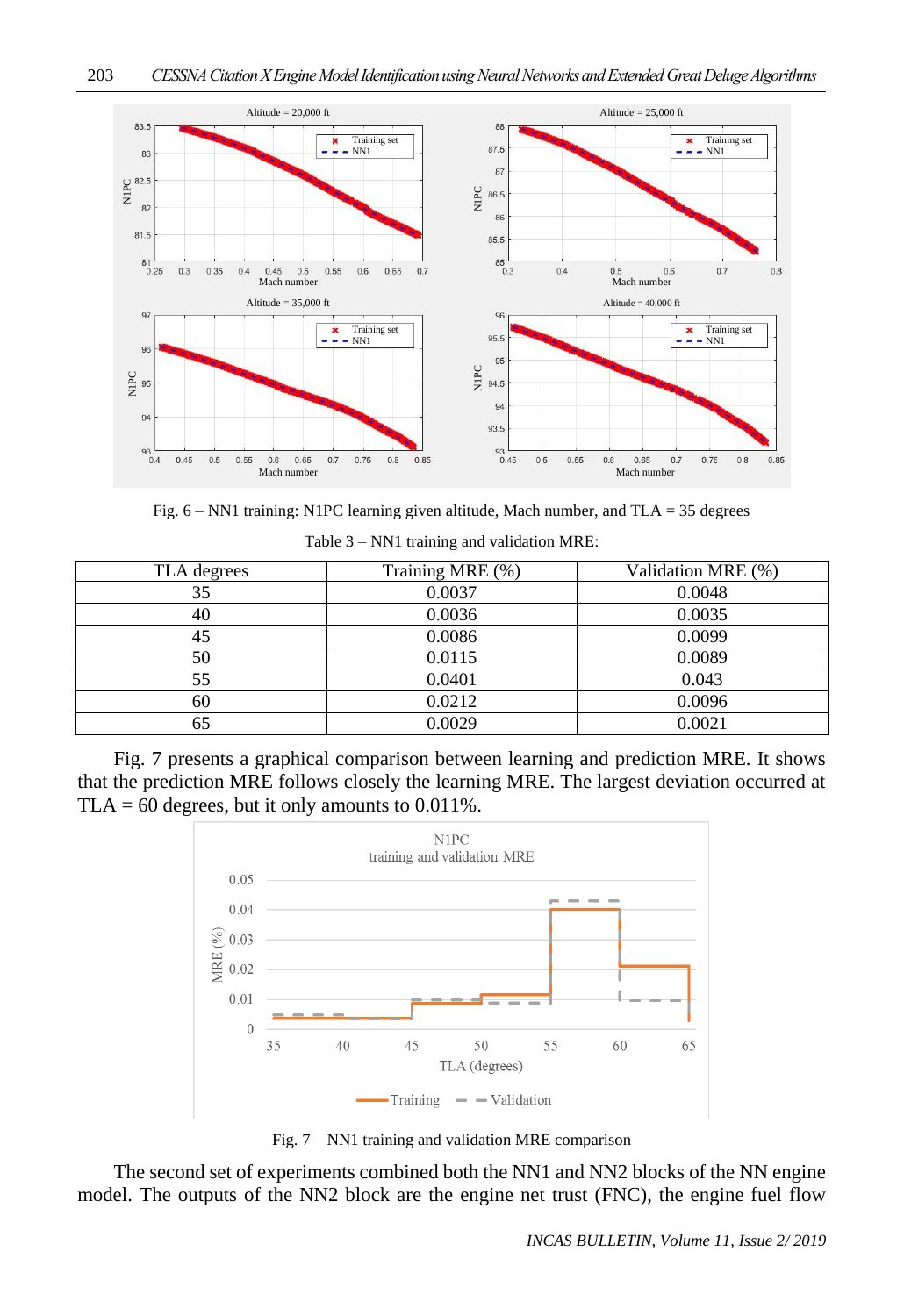Fig. 6 – NN1 training: N1PC learning given altitude, Mach number, and TLA = 35 degrees

Table 3 – NN1 training and validation MRE:

| TLA degrees | Training MRE (%) | Validation MRE (%) |
|---|---|---|
| 35 | 0.0037 | 0.0048 |
| 40 | 0.0036 | 0.0035 |
| 45 | 0.0086 | 0.0099 |
| 50 | 0.0115 | 0.0089 |
| 55 | 0.0401 | 0.043 |
| 60 | 0.0212 | 0.0096 |
| 65 | 0.0029 | 0.0021 |

Fig. 7 presents a graphical comparison between learning and prediction MRE. It shows that the prediction MRE follows closely the learning MRE. The largest deviation occurred at TLA = 60 degrees, but it only amounts to 0.011%.

Fig. 7 – NN1 training and validation MRE comparison

The second set of experiments combined both the NN1 and NN2 blocks of the NN engine model. The outputs of the NN2 block are the engine net trust (FNC), the engine fuel flow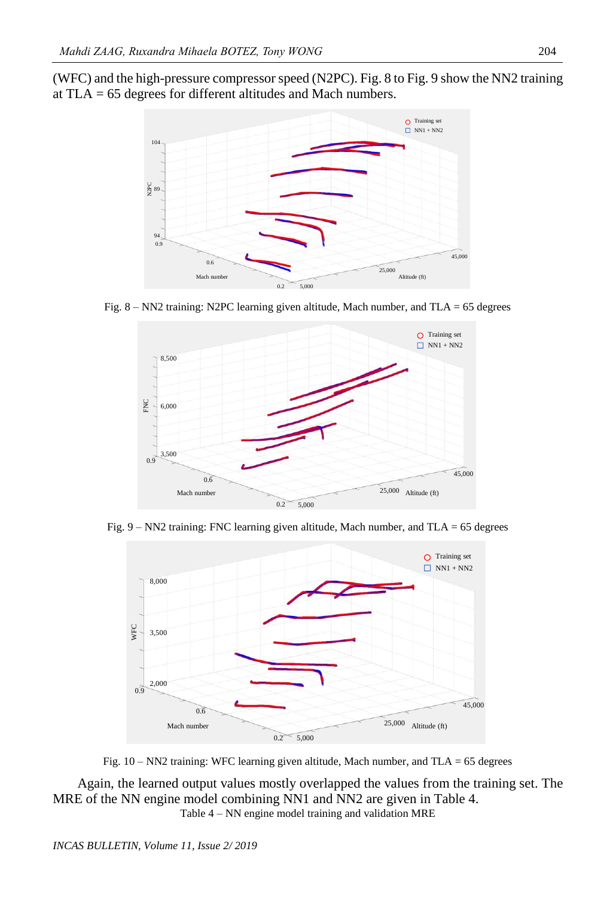(WFC) and the high-pressure compressor speed (N2PC). Fig. 8 to Fig. 9 show the NN2 training at TLA = 65 degrees for different altitudes and Mach numbers.

Fig. 8 – NN2 training: N2PC learning given altitude, Mach number, and TLA = 65 degrees

Fig. 9 – NN2 training: FNC learning given altitude, Mach number, and TLA = 65 degrees

Fig. 10 – NN2 training: WFC learning given altitude, Mach number, and TLA = 65 degrees

Again, the learned output values mostly overlapped the values from the training set. The MRE of the NN engine model combining NN1 and NN2 are given in Table 4.

Table 4 – NN engine model training and validation MRE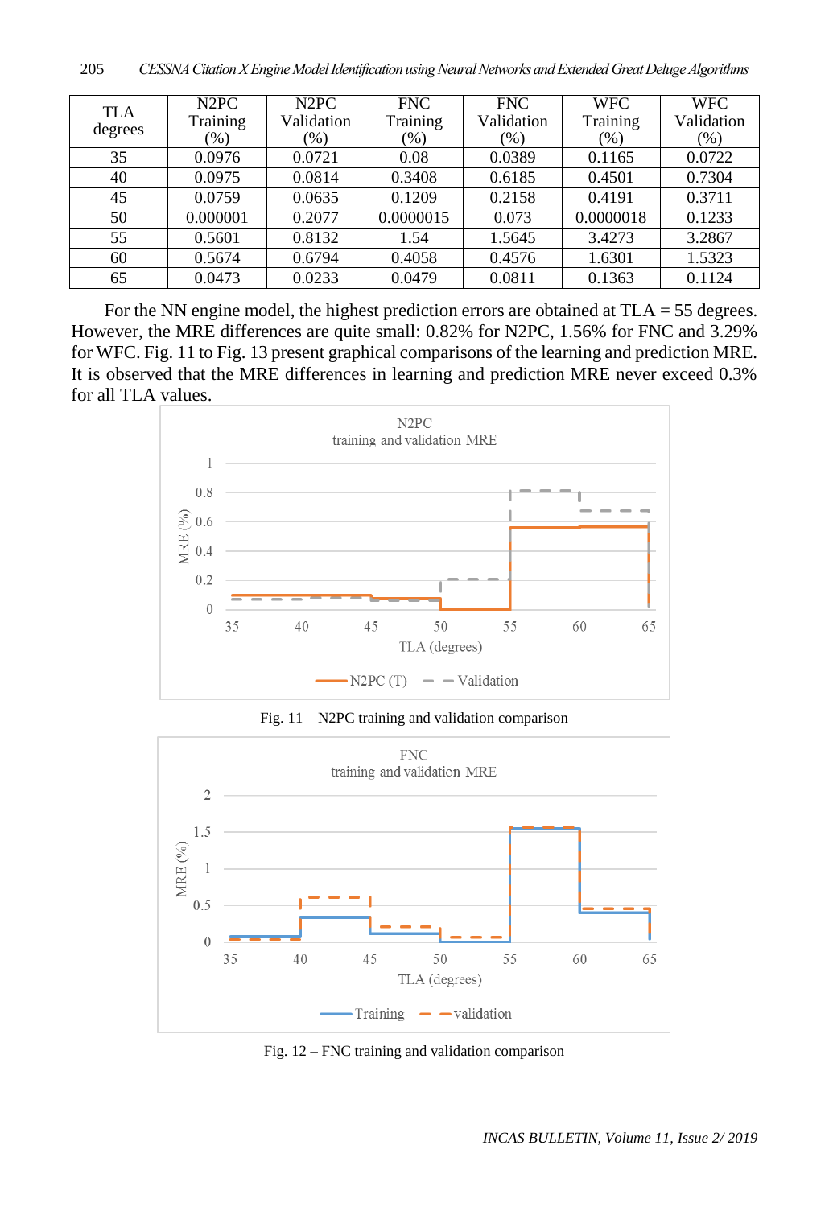| TLA degrees | N2PC Training (%) | N2PC Validation (%) | FNC Training (%) | FNC Validation (%) | WFC Training (%) | WFC Validation (%) |
|---|---|---|---|---|---|---|
| 35 | 0.0976 | 0.0721 | 0.08 | 0.0389 | 0.1165 | 0.0722 |
| 40 | 0.0975 | 0.0814 | 0.3408 | 0.6185 | 0.4501 | 0.7304 |
| 45 | 0.0759 | 0.0635 | 0.1209 | 0.2158 | 0.4191 | 0.3711 |
| 50 | 0.000001 | 0.2077 | 0.0000015 | 0.073 | 0.0000018 | 0.1233 |
| 55 | 0.5601 | 0.8132 | 1.54 | 1.5645 | 3.4273 | 3.2867 |
| 60 | 0.5674 | 0.6794 | 0.4058 | 0.4576 | 1.6301 | 1.5323 |
| 65 | 0.0473 | 0.0233 | 0.0479 | 0.0811 | 0.1363 | 0.1124 |

For the NN engine model, the highest prediction errors are obtained at TLA = 55 degrees. However, the MRE differences are quite small: 0.82% for N2PC, 1.56% for FNC and 3.29% for WFC. Fig. 11 to Fig. 13 present graphical comparisons of the learning and prediction MRE. It is observed that the MRE differences in learning and prediction MRE never exceed 0.3% for all TLA values.

Fig. 11 – N2PC training and validation comparison

Fig. 12 – FNC training and validation comparison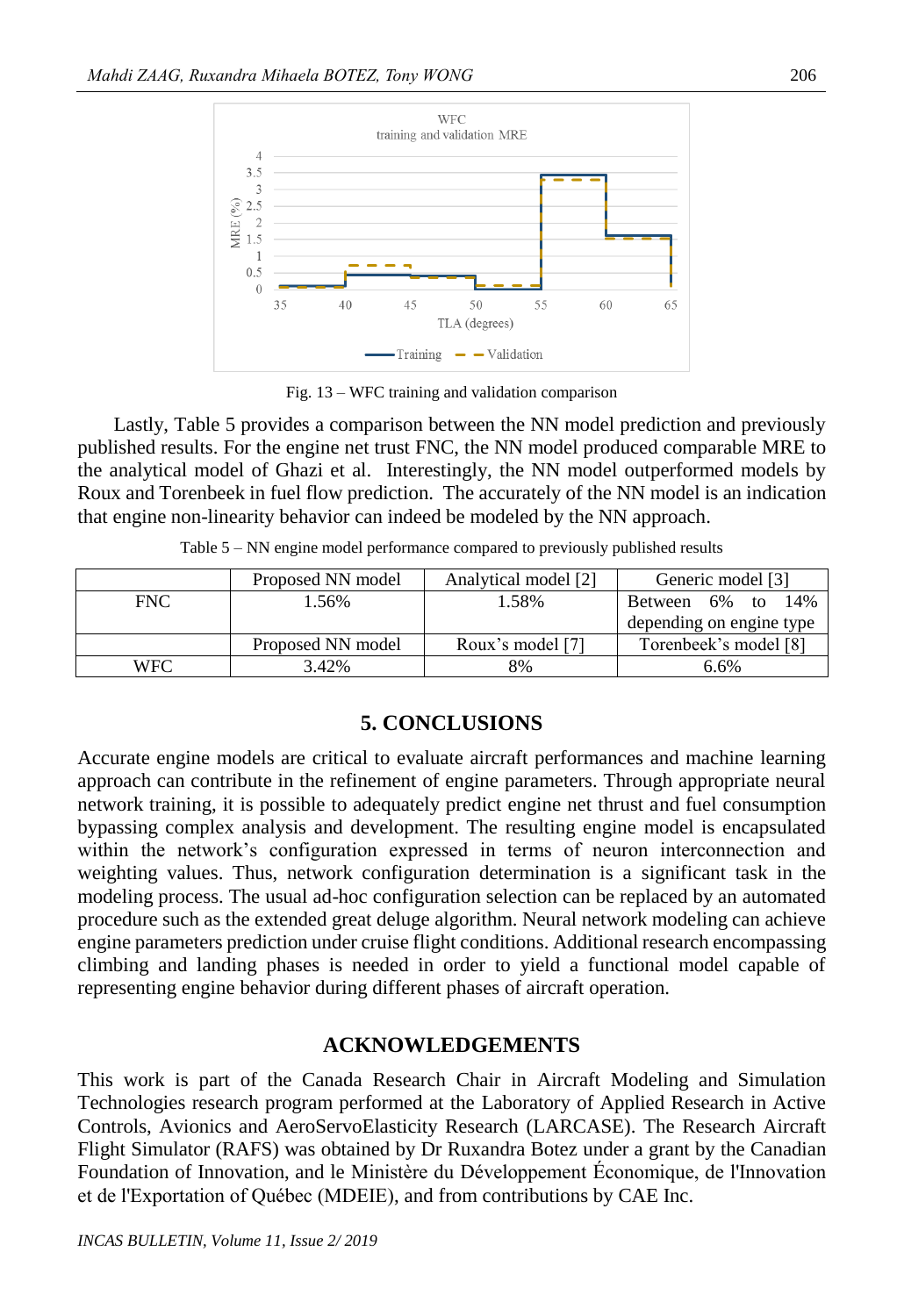Fig. 13 – WFC training and validation comparison

Lastly, Table 5 provides a comparison between the NN model prediction and previously published results. For the engine net trust FNC, the NN model produced comparable MRE to the analytical model of Ghazi et al. Interestingly, the NN model outperformed models by Roux and Torenbeek in fuel flow prediction. The accurately of the NN model is an indication that engine non-linearity behavior can indeed be modeled by the NN approach.

Table 5 – NN engine model performance compared to previously published results

| | Proposed NN model | Analytical model [2] | Generic model [3] |
|---|---|---|---|
| FNC | 1.56% | 1.58% | Between 6% to 14% depending on engine type |
| | Proposed NN model | Roux's model [7] | Torenbeek's model [8] |
| WFC | 3.42% | 8% | 6.6% |

## 5. CONCLUSIONS

Accurate engine models are critical to evaluate aircraft performances and machine learning approach can contribute in the refinement of engine parameters. Through appropriate neural network training, it is possible to adequately predict engine net thrust and fuel consumption bypassing complex analysis and development. The resulting engine model is encapsulated within the network's configuration expressed in terms of neuron interconnection and weighting values. Thus, network configuration determination is a significant task in the modeling process. The usual ad-hoc configuration selection can be replaced by an automated procedure such as the extended great deluge algorithm. Neural network modeling can achieve engine parameters prediction under cruise flight conditions. Additional research encompassing climbing and landing phases is needed in order to yield a functional model capable of representing engine behavior during different phases of aircraft operation.

## ACKNOWLEDGEMENTS

This work is part of the Canada Research Chair in Aircraft Modeling and Simulation Technologies research program performed at the Laboratory of Applied Research in Active Controls, Avionics and AeroServoElasticity Research (LARCASE). The Research Aircraft Flight Simulator (RAFS) was obtained by Dr Ruxandra Botez under a grant by the Canadian Foundation of Innovation, and le Ministère du Développement Économique, de l'Innovation et de l'Exportation of Québec (MDEIE), and from contributions by CAE Inc.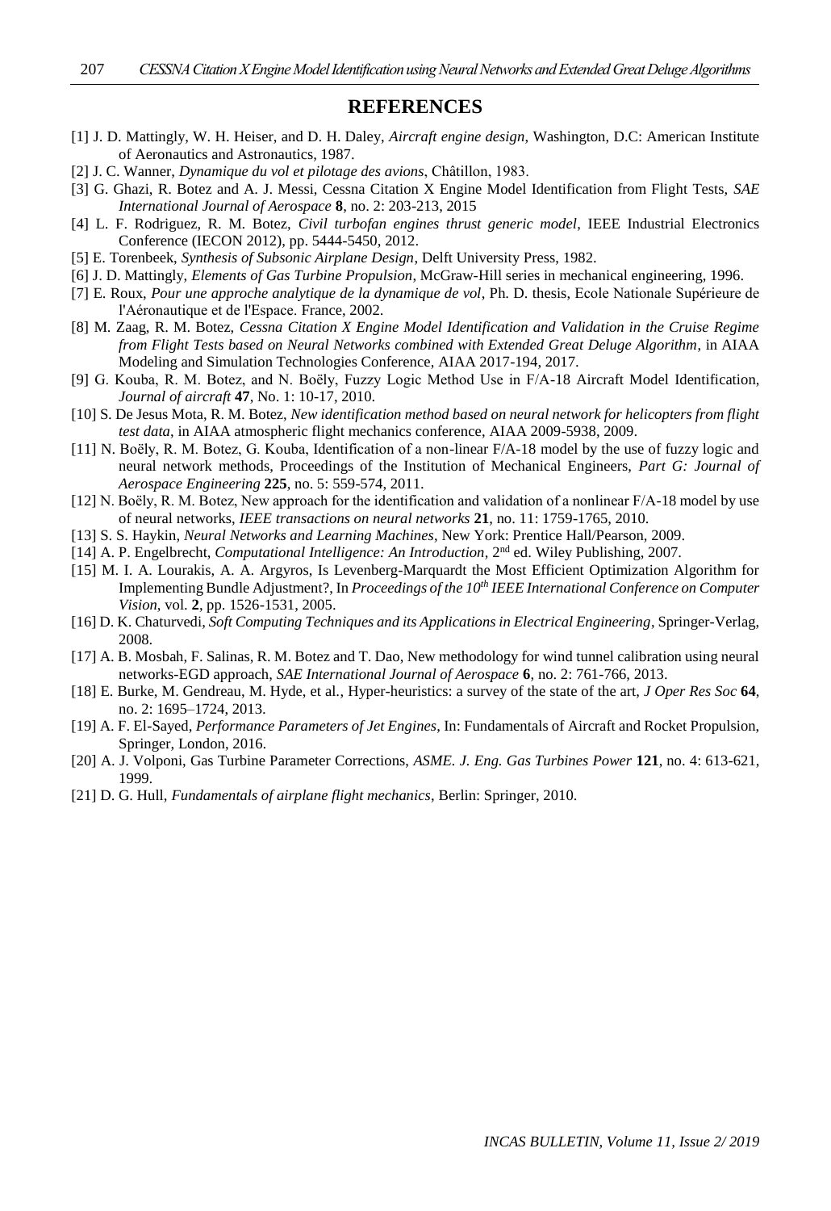## REFERENCES

[1] J. D. Mattingly, W. H. Heiser, and D. H. Daley, *Aircraft engine design*, Washington, D.C: American Institute of Aeronautics and Astronautics, 1987.

[2] J. C. Wanner, *Dynamique du vol et pilotage des avions*, Châtillon, 1983.

[3] G. Ghazi, R. Botez and A. J. Messi, Cessna Citation X Engine Model Identification from Flight Tests, *SAE International Journal of Aerospace* **8**, no. 2: 203-213, 2015

[4] L. F. Rodriguez, R. M. Botez, *Civil turbofan engines thrust generic model*, IEEE Industrial Electronics Conference (IECON 2012), pp. 5444-5450, 2012.

[5] E. Torenbeek, *Synthesis of Subsonic Airplane Design*, Delft University Press, 1982.

[6] J. D. Mattingly, *Elements of Gas Turbine Propulsion*, McGraw-Hill series in mechanical engineering, 1996.

[7] E. Roux, *Pour une approche analytique de la dynamique de vol*, Ph. D. thesis, Ecole Nationale Supérieure de l'Aéronautique et de l'Espace. France, 2002.

[8] M. Zaag, R. M. Botez, *Cessna Citation X Engine Model Identification and Validation in the Cruise Regime from Flight Tests based on Neural Networks combined with Extended Great Deluge Algorithm*, in AIAA Modeling and Simulation Technologies Conference, AIAA 2017-194, 2017.

[9] G. Kouba, R. M. Botez, and N. Boëly, Fuzzy Logic Method Use in F/A-18 Aircraft Model Identification, *Journal of aircraft* **47**, No. 1: 10-17, 2010.

[10] S. De Jesus Mota, R. M. Botez, *New identification method based on neural network for helicopters from flight test data*, in AIAA atmospheric flight mechanics conference, AIAA 2009-5938, 2009.

[11] N. Boëly, R. M. Botez, G. Kouba, Identification of a non-linear F/A-18 model by the use of fuzzy logic and neural network methods, Proceedings of the Institution of Mechanical Engineers, *Part G: Journal of Aerospace Engineering* **225**, no. 5: 559-574, 2011.

[12] N. Boëly, R. M. Botez, New approach for the identification and validation of a nonlinear F/A-18 model by use of neural networks, *IEEE transactions on neural networks* **21**, no. 11: 1759-1765, 2010.

[13] S. S. Haykin, *Neural Networks and Learning Machines*, New York: Prentice Hall/Pearson, 2009.

[14] A. P. Engelbrecht, *Computational Intelligence: An Introduction*, 2nd ed. Wiley Publishing, 2007.

[15] M. I. A. Lourakis, A. A. Argyros, Is Levenberg-Marquardt the Most Efficient Optimization Algorithm for Implementing Bundle Adjustment?, In *Proceedings of the 10th IEEE International Conference on Computer Vision*, vol. **2**, pp. 1526-1531, 2005.

[16] D. K. Chaturvedi, *Soft Computing Techniques and its Applications in Electrical Engineering*, Springer-Verlag, 2008.

[17] A. B. Mosbah, F. Salinas, R. M. Botez and T. Dao, New methodology for wind tunnel calibration using neural networks-EGD approach, *SAE International Journal of Aerospace* **6**, no. 2: 761-766, 2013.

[18] E. Burke, M. Gendreau, M. Hyde, et al., Hyper-heuristics: a survey of the state of the art, *J Oper Res Soc* **64**, no. 2: 1695–1724, 2013.

[19] A. F. El-Sayed, *Performance Parameters of Jet Engines*, In: Fundamentals of Aircraft and Rocket Propulsion, Springer, London, 2016.

[20] A. J. Volponi, Gas Turbine Parameter Corrections, *ASME. J. Eng. Gas Turbines Power* **121**, no. 4: 613-621, 1999.

[21] D. G. Hull, *Fundamentals of airplane flight mechanics*, Berlin: Springer, 2010.